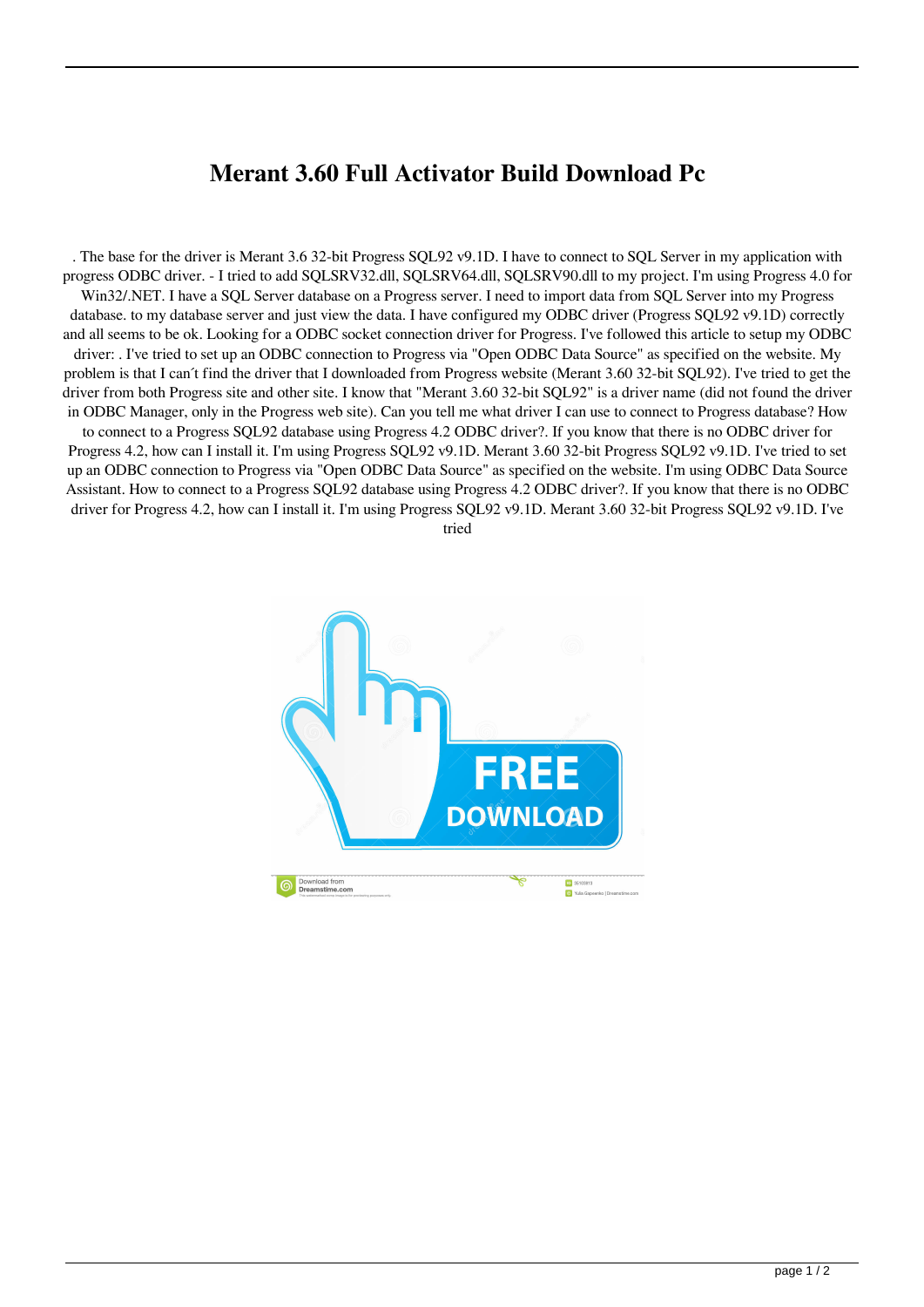# Merant 3.60 Full Activator Build Download Pc

. The base for the driver is Merant 3.6 32-bit Progress SQL92 v9.1D. I have to connect to SQL Server in my application with progress ODBC driver. - I tried to add SQLSRV32.dll, SQLSRV64.dll, SQLSRV90.dll to my project. I'm using Progress 4.0 for Win32/.NET. I have a SQL Server database on a Progress server. I need to import data from SQL Server into my Progress database. to my database server and just view the data. I have configured my ODBC driver (Progress SQL92 v9.1D) correctly and all seems to be ok. Looking for a ODBC socket connection driver for Progress. I've followed this article to setup my ODBC driver: . I've tried to set up an ODBC connection to Progress via "Open ODBC Data Source" as specified on the website. My problem is that I can´t find the driver that I downloaded from Progress website (Merant 3.60 32-bit SQL92). I've tried to get the driver from both Progress site and other site. I know that "Merant 3.60 32-bit SQL92" is a driver name (did not found the driver in ODBC Manager, only in the Progress web site). Can you tell me what driver I can use to connect to Progress database? How to connect to a Progress SQL92 database using Progress 4.2 ODBC driver?. If you know that there is no ODBC driver for Progress 4.2, how can I install it. I'm using Progress SQL92 v9.1D. Merant 3.60 32-bit Progress SQL92 v9.1D. I've tried to set up an ODBC connection to Progress via "Open ODBC Data Source" as specified on the website. I'm using ODBC Data Source Assistant. How to connect to a Progress SQL92 database using Progress 4.2 ODBC driver?. If you know that there is no ODBC driver for Progress 4.2, how can I install it. I'm using Progress SQL92 v9.1D. Merant 3.60 32-bit Progress SQL92 v9.1D. I've tried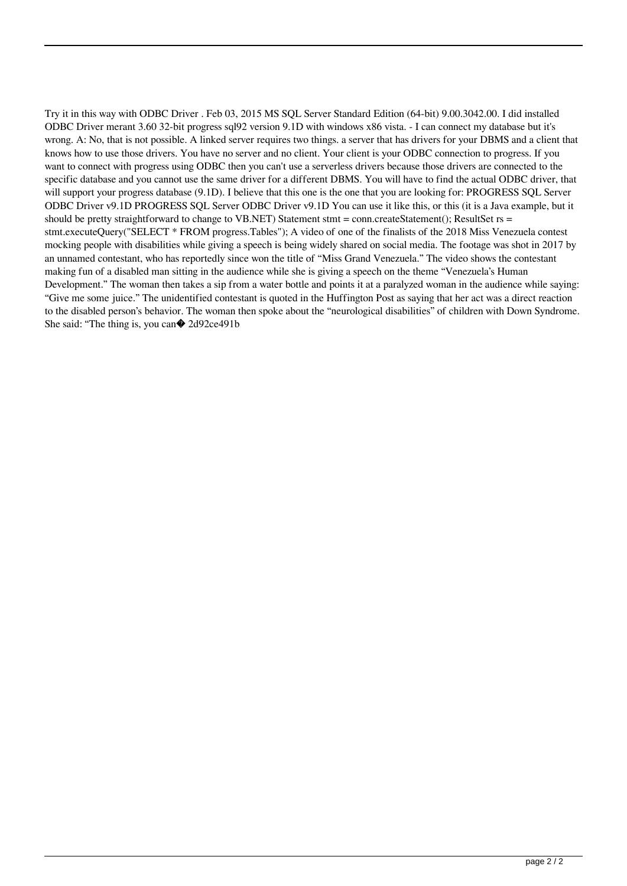Try it in this way with ODBC Driver . Feb 03, 2015 MS SQL Server Standard Edition (64-bit) 9.00.3042.00. I did installed ODBC Driver merant 3.60 32-bit progress sql92 version 9.1D with windows x86 vista. - I can connect my database but it's wrong. A: No, that is not possible. A linked server requires two things. a server that has drivers for your DBMS and a client that knows how to use those drivers. You have no server and no client. Your client is your ODBC connection to progress. If you want to connect with progress using ODBC then you can't use a serverless drivers because those drivers are connected to the specific database and you cannot use the same driver for a different DBMS. You will have to find the actual ODBC driver, that will support your progress database (9.1D). I believe that this one is the one that you are looking for: PROGRESS SQL Server ODBC Driver v9.1D PROGRESS SQL Server ODBC Driver v9.1D You can use it like this, or this (it is a Java example, but it should be pretty straightforward to change to VB.NET) Statement stmt = conn.createStatement(); ResultSet rs = stmt.executeQuery("SELECT * FROM progress.Tables"); A video of one of the finalists of the 2018 Miss Venezuela contest mocking people with disabilities while giving a speech is being widely shared on social media. The footage was shot in 2017 by an unnamed contestant, who has reportedly since won the title of "Miss Grand Venezuela." The video shows the contestant making fun of a disabled man sitting in the audience while she is giving a speech on the theme "Venezuela's Human Development." The woman then takes a sip from a water bottle and points it at a paralyzed woman in the audience while saying: "Give me some juice." The unidentified contestant is quoted in the Huffington Post as saying that her act was a direct reaction to the disabled person's behavior. The woman then spoke about the "neurological disabilities" of children with Down Syndrome. She said: "The thing is, you can� 2d92ce491b